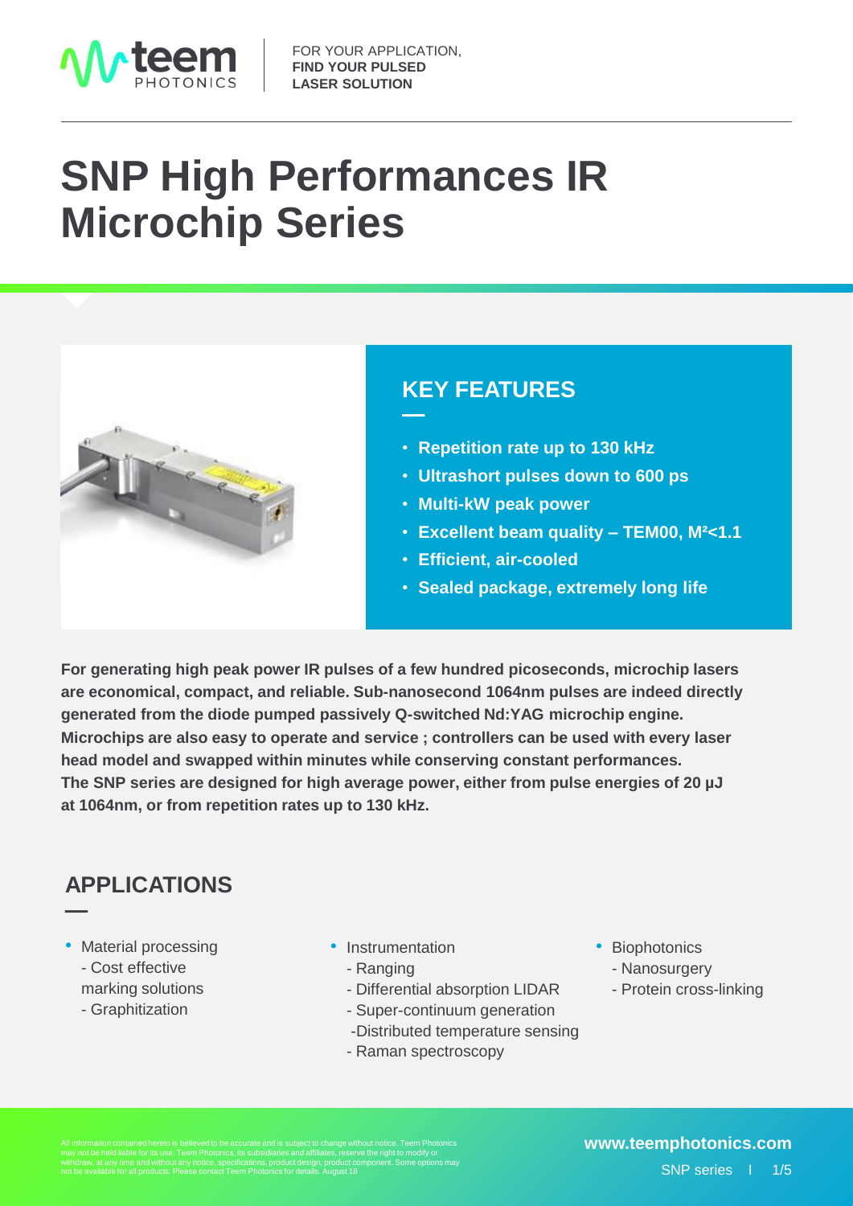FOR YOUR APPLICATION,
**FIND YOUR PULSED LASER SOLUTION**

# SNP High Performances IR Microchip Series

## KEY FEATURES

- **Repetition rate up to 130 kHz**
- **Ultrashort pulses down to 600 ps**
- **Multi-kW peak power**
- **Excellent beam quality – TEM00, $M^2$<1.1**
- **Efficient, air-cooled**
- **Sealed package, extremely long life**

**For generating high peak power IR pulses of a few hundred picoseconds, microchip lasers are economical, compact, and reliable. Sub-nanosecond 1064nm pulses are indeed directly generated from the diode pumped passively Q-switched Nd:YAG microchip engine. Microchips are also easy to operate and service ; controllers can be used with every laser head model and swapped within minutes while conserving constant performances. The SNP series are designed for high average power, either from pulse energies of 20 µJ at 1064nm, or from repetition rates up to 130 kHz.**

## APPLICATIONS

- Material processing
  - Cost effective marking solutions
  - Graphitization
- Instrumentation
  - Ranging
  - Differential absorption LIDAR
  - Super-continuum generation
  - Distributed temperature sensing
  - Raman spectroscopy
- Biophotonics
  - Nanosurgery
  - Protein cross-linking

All information contained herein is believed to be accurate and is subject to change without notice. Teem Photonics may not be held liable for its use. Teem Photonics, its subsidiaries and affiliates, reserve the right to modify or withdraw, at any time and without any notice, specifications, product design, product component. Some options may not be available for all products. Please contact Teem Photonics for details. August 18

**www.teemphotonics.com**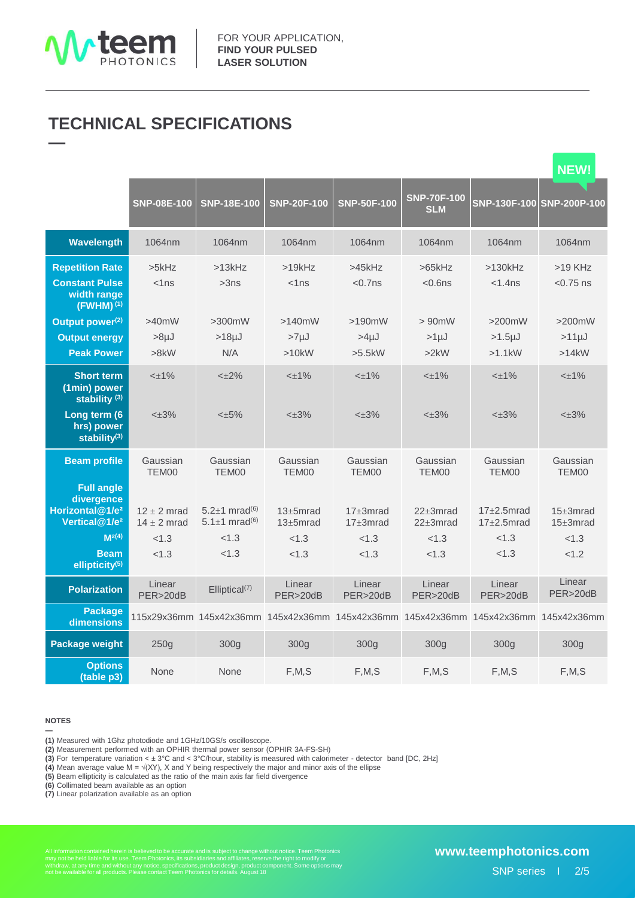# TECHNICAL SPECIFICATIONS

| | SNP-08E-100 | SNP-18E-100 | SNP-20F-100 | SNP-50F-100 | SNP-70F-100 SLM | SNP-130F-100 | NEW! SNP-200P-100 |
|---|---|---|---|---|---|---|---|
| **Wavelength** | 1064nm | 1064nm | 1064nm | 1064nm | 1064nm | 1064nm | 1064nm |
| **Repetition Rate** | >5kHz | >13kHz | >19kHz | >45kHz | >65kHz | >130kHz | >19 KHz |
| **Constant Pulse width range (FWHM)** (1) | <1ns | >3ns | <1ns | <0.7ns | <0.6ns | <1.4ns | <0.75 ns |
| **Output power**(2) | >40mW | >300mW | >140mW | >190mW | > 90mW | >200mW | >200mW |
| **Output energy** | >8µJ | >18µJ | >7µJ | >4µJ | >1µJ | >1.5µJ | >11µJ |
| **Peak Power** | >8kW | N/A | >10kW | >5.5kW | >2kW | >1.1kW | >14kW |
| **Short term (1min) power stability** (3) | <±1% | <±2% | <±1% | <±1% | <±1% | <±1% | <±1% |
| **Long term (6 hrs) power stability**(3) | <±3% | <±5% | <±3% | <±3% | <±3% | <±3% | <±3% |
| **Beam profile** | Gaussian TEM00 | Gaussian TEM00 | Gaussian TEM00 | Gaussian TEM00 | Gaussian TEM00 | Gaussian TEM00 | Gaussian TEM00 |
| **Full angle divergence Horizontal@1/e² Vertical@1/e²** | 12 ± 2 mrad 14 ± 2 mrad | 5.2±1 mrad(6) 5.1±1 mrad(6) | 13±5mrad 13±5mrad | 17±3mrad 17±3mrad | 22±3mrad 22±3mrad | 17±2.5mrad 17±2.5mrad | 15±3mrad 15±3mrad |
| **M²**(4) | <1.3 | <1.3 | <1.3 | <1.3 | <1.3 | <1.3 | <1.3 |
| **Beam ellipticity**(5) | <1.3 | <1.3 | <1.3 | <1.3 | <1.3 | <1.3 | <1.2 |
| **Polarization** | Linear PER>20dB | Elliptical(7) | Linear PER>20dB | Linear PER>20dB | Linear PER>20dB | Linear PER>20dB | Linear PER>20dB |
| **Package dimensions** | 115x29x36mm | 145x42x36mm | 145x42x36mm | 145x42x36mm | 145x42x36mm | 145x42x36mm | 145x42x36mm |
| **Package weight** | 250g | 300g | 300g | 300g | 300g | 300g | 300g |
| **Options (table p3)** | None | None | F,M,S | F,M,S | F,M,S | F,M,S | F,M,S |

**NOTES**

**(1)** Measured with 1Ghz photodiode and 1GHz/10GS/s oscilloscope.
**(2)** Measurement performed with an OPHIR thermal power sensor (OPHIR 3A-FS-SH)
**(3)** For temperature variation < ± 3°C and < 3°C/hour, stability is measured with calorimeter - detector band [DC, 2Hz]
**(4)** Mean average value M = √(XY), X and Y being respectively the major and minor axis of the ellipse
**(5)** Beam ellipticity is calculated as the ratio of the main axis far field divergence
**(6)** Collimated beam available as an option
**(7)** Linear polarization available as an option

All information contained herein is believed to be accurate and is subject to change without notice. Teem Photonics may not be held liable for its use. Teem Photonics, its subsidiaries and affiliates, reserve the right to modify or withdraw, at any time and without any notice, specifications, product design, product component. Some options may not be available for all products. Please contact Teem Photonics for details. August 18

www.teemphotonics.com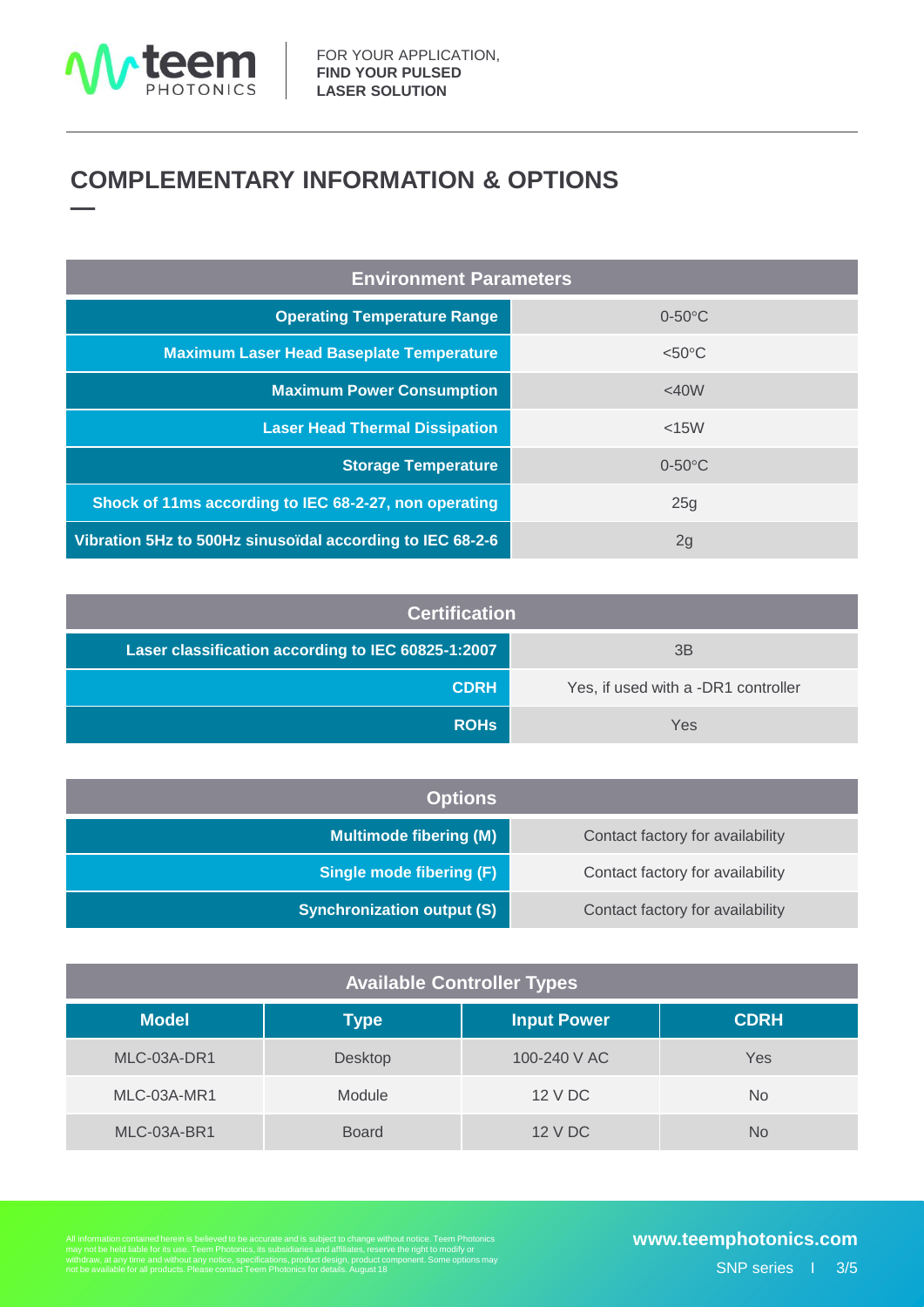## COMPLEMENTARY INFORMATION & OPTIONS

| Environment Parameters | |
|---|---|
| **Operating Temperature Range** | 0-50°C |
| **Maximum Laser Head Baseplate Temperature** | <50°C |
| **Maximum Power Consumption** | <40W |
| **Laser Head Thermal Dissipation** | <15W |
| **Storage Temperature** | 0-50°C |
| **Shock of 11ms according to IEC 68-2-27, non operating** | 25g |
| **Vibration 5Hz to 500Hz sinusoïdal according to IEC 68-2-6** | 2g |

| Certification | |
|---|---|
| **Laser classification according to IEC 60825-1:2007** | 3B |
| **CDRH** | Yes, if used with a -DR1 controller |
| **ROHs** | Yes |

| Options | |
|---|---|
| **Multimode fibering (M)** | Contact factory for availability |
| **Single mode fibering (F)** | Contact factory for availability |
| **Synchronization output (S)** | Contact factory for availability |

**Available Controller Types**

| Model | Type | Input Power | CDRH |
|---|---|---|---|
| MLC-03A-DR1 | Desktop | 100-240 V AC | Yes |
| MLC-03A-MR1 | Module | 12 V DC | No |
| MLC-03A-BR1 | Board | 12 V DC | No |

All information contained herein is believed to be accurate and is subject to change without notice. Teem Photonics may not be held liable for its use. Teem Photonics, its subsidiaries and affiliates, reserve the right to modify or withdraw, at any time and without any notice, specifications, product design, product component. Some options may not be available for all products. Please contact Teem Photonics for details. August 18

www.teemphotonics.com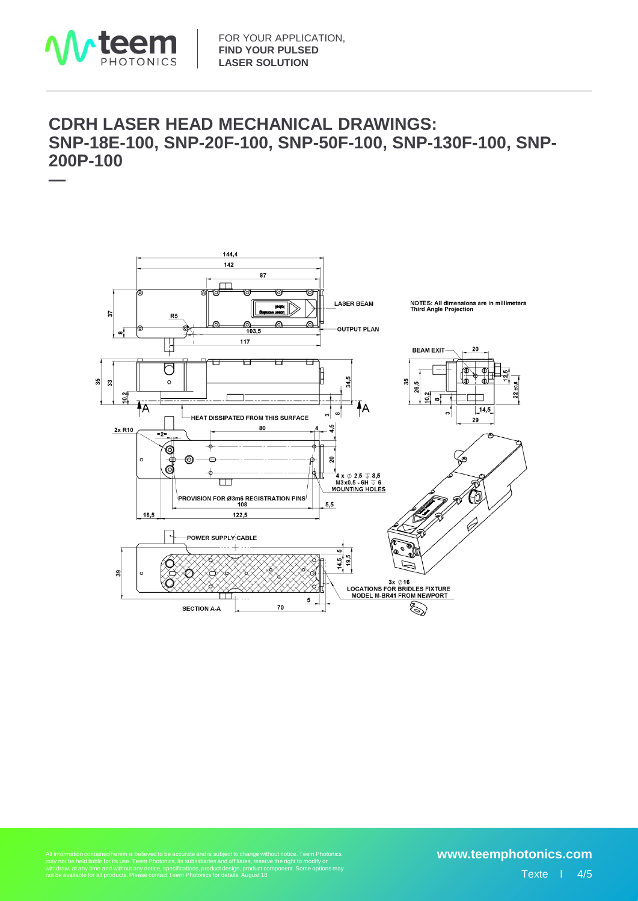# CDRH LASER HEAD MECHANICAL DRAWINGS: SNP-18E-100, SNP-20F-100, SNP-50F-100, SNP-130F-100, SNP-200P-100

NOTES: All dimensions are in millimeters
Third Angle Projection

LASER BEAM

OUTPUT PLAN

BEAM EXIT

HEAT DISSIPATED FROM THIS SURFACE

4 x ∅ 2,5 ↧ 8,5
M3x0.5 - 6H ↧ 6
MOUNTING HOLES

PROVISION FOR Ø3m6 REGISTRATION PINS

POWER SUPPLY CABLE

3x ∅16
LOCATIONS FOR BRIDLES FIXTURE
MODEL M-BR41 FROM NEWPORT

SECTION A-A

All information contained herein is believed to be accurate and is subject to change without notice. Teem Photonics may not be held liable for its use. Teem Photonics, its subsidiaries and affiliates, reserve the right to modify or withdraw, at any time and without any notice, specifications, product design, product component. Some options may not be available for all products. Please contact Teem Photonics for details. August 18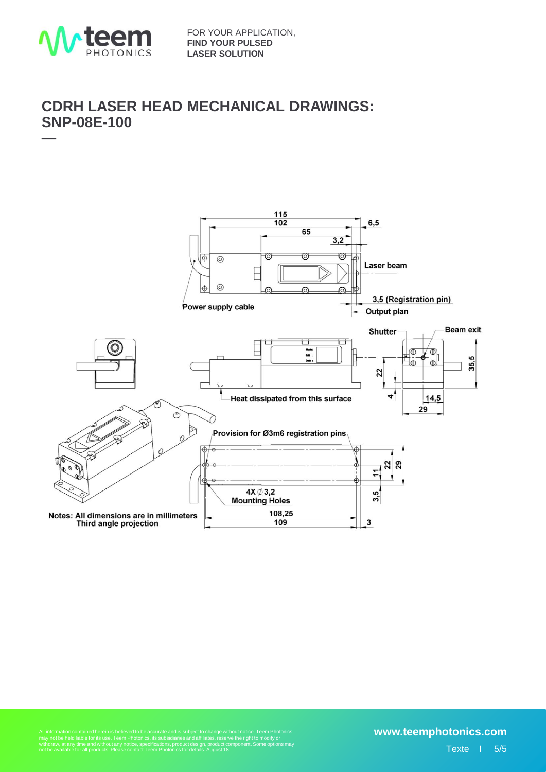# CDRH LASER HEAD MECHANICAL DRAWINGS: SNP-08E-100

115
102
6,5
65
3,2
Laser beam
3,5 (Registration pin)
Power supply cable
Output plan
Shutter
Beam exit
22
35,5
4
14,5
29
Heat dissipated from this surface
Provision for Ø3m6 registration pins
22
29
11
4X ∅ 3,2
Mounting Holes
3,5
108,25
109
3

Notes: All dimensions are in millimeters
Third angle projection

All information contained herein is believed to be accurate and is subject to change without notice. Teem Photonics may not be held liable for its use. Teem Photonics, its subsidiaries and affiliates, reserve the right to modify or withdraw, at any time and without any notice, specifications, product design, product component. Some options may not be available for all products. Please contact Teem Photonics for details. August 18

www.teemphotonics.com